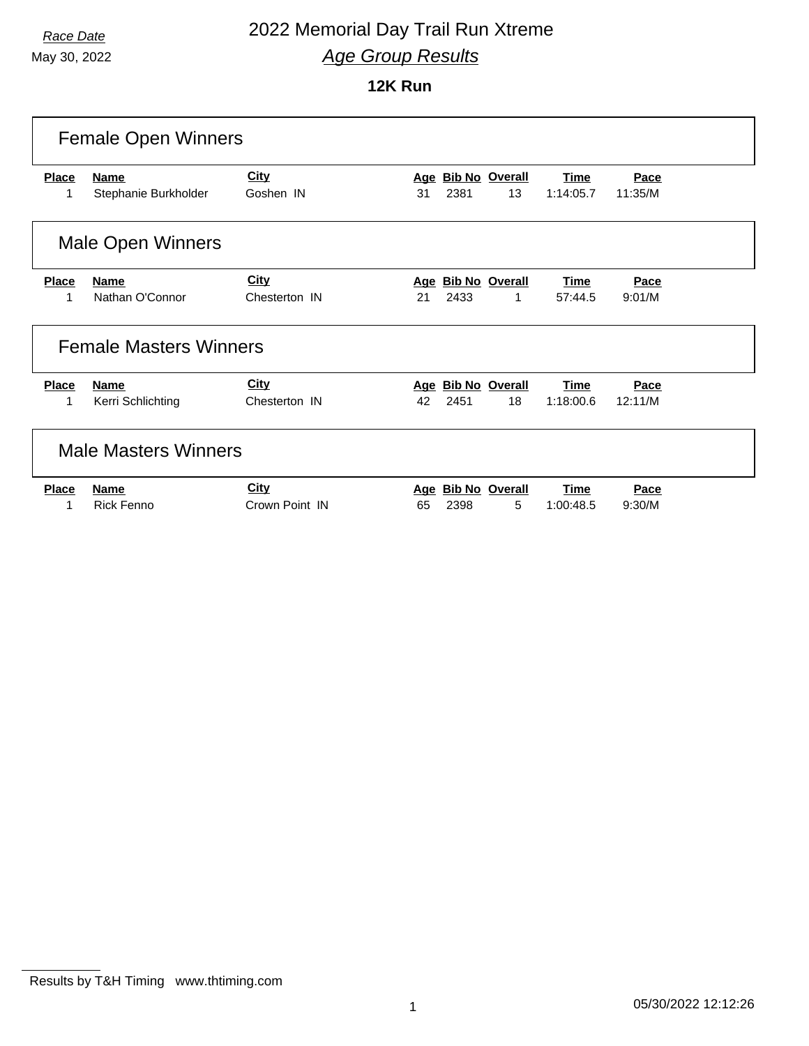*Race Date*
May 30, 2022

# 2022 Memorial Day Trail Run Xtreme

## *Age Group Results*

### 12K Run

### Female Open Winners

| Place | Name | City | Age | Bib No | Overall | Time | Pace |
|---|---|---|---|---|---|---|---|
| 1 | Stephanie Burkholder | Goshen IN | 31 | 2381 | 13 | 1:14:05.7 | 11:35/M |

### Male Open Winners

| Place | Name | City | Age | Bib No | Overall | Time | Pace |
|---|---|---|---|---|---|---|---|
| 1 | Nathan O'Connor | Chesterton IN | 21 | 2433 | 1 | 57:44.5 | 9:01/M |

### Female Masters Winners

| Place | Name | City | Age | Bib No | Overall | Time | Pace |
|---|---|---|---|---|---|---|---|
| 1 | Kerri Schlichting | Chesterton IN | 42 | 2451 | 18 | 1:18:00.6 | 12:11/M |

### Male Masters Winners

| Place | Name | City | Age | Bib No | Overall | Time | Pace |
|---|---|---|---|---|---|---|---|
| 1 | Rick Fenno | Crown Point IN | 65 | 2398 | 5 | 1:00:48.5 | 9:30/M |

Results by T&H Timing www.thtiming.com

05/30/2022 12:12:26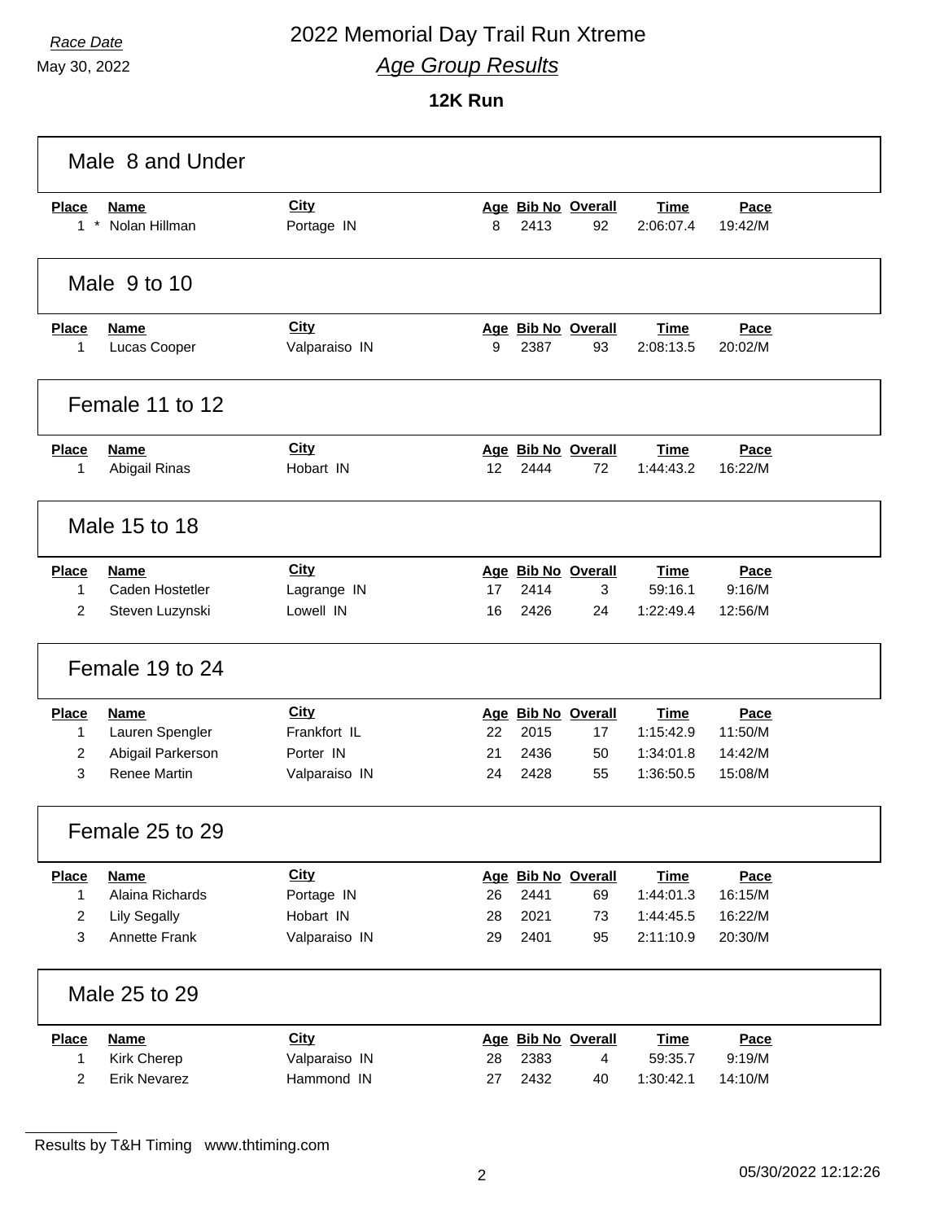Race Date
May 30, 2022

# 2022 Memorial Day Trail Run Xtreme

## Age Group Results

### 12K Run

#### Male 8 and Under

| Place | Name | City | Age | Bib No | Overall | Time | Pace |
|---|---|---|---|---|---|---|---|
| 1 * | Nolan Hillman | Portage IN | 8 | 2413 | 92 | 2:06:07.4 | 19:42/M |

#### Male 9 to 10

| Place | Name | City | Age | Bib No | Overall | Time | Pace |
|---|---|---|---|---|---|---|---|
| 1 | Lucas Cooper | Valparaiso IN | 9 | 2387 | 93 | 2:08:13.5 | 20:02/M |

#### Female 11 to 12

| Place | Name | City | Age | Bib No | Overall | Time | Pace |
|---|---|---|---|---|---|---|---|
| 1 | Abigail Rinas | Hobart IN | 12 | 2444 | 72 | 1:44:43.2 | 16:22/M |

#### Male 15 to 18

| Place | Name | City | Age | Bib No | Overall | Time | Pace |
|---|---|---|---|---|---|---|---|
| 1 | Caden Hostetler | Lagrange IN | 17 | 2414 | 3 | 59:16.1 | 9:16/M |
| 2 | Steven Luzynski | Lowell IN | 16 | 2426 | 24 | 1:22:49.4 | 12:56/M |

#### Female 19 to 24

| Place | Name | City | Age | Bib No | Overall | Time | Pace |
|---|---|---|---|---|---|---|---|
| 1 | Lauren Spengler | Frankfort IL | 22 | 2015 | 17 | 1:15:42.9 | 11:50/M |
| 2 | Abigail Parkerson | Porter IN | 21 | 2436 | 50 | 1:34:01.8 | 14:42/M |
| 3 | Renee Martin | Valparaiso IN | 24 | 2428 | 55 | 1:36:50.5 | 15:08/M |

#### Female 25 to 29

| Place | Name | City | Age | Bib No | Overall | Time | Pace |
|---|---|---|---|---|---|---|---|
| 1 | Alaina Richards | Portage IN | 26 | 2441 | 69 | 1:44:01.3 | 16:15/M |
| 2 | Lily Segally | Hobart IN | 28 | 2021 | 73 | 1:44:45.5 | 16:22/M |
| 3 | Annette Frank | Valparaiso IN | 29 | 2401 | 95 | 2:11:10.9 | 20:30/M |

#### Male 25 to 29

| Place | Name | City | Age | Bib No | Overall | Time | Pace |
|---|---|---|---|---|---|---|---|
| 1 | Kirk Cherep | Valparaiso IN | 28 | 2383 | 4 | 59:35.7 | 9:19/M |
| 2 | Erik Nevarez | Hammond IN | 27 | 2432 | 40 | 1:30:42.1 | 14:10/M |

Results by T&H Timing www.thtiming.com

05/30/2022 12:12:26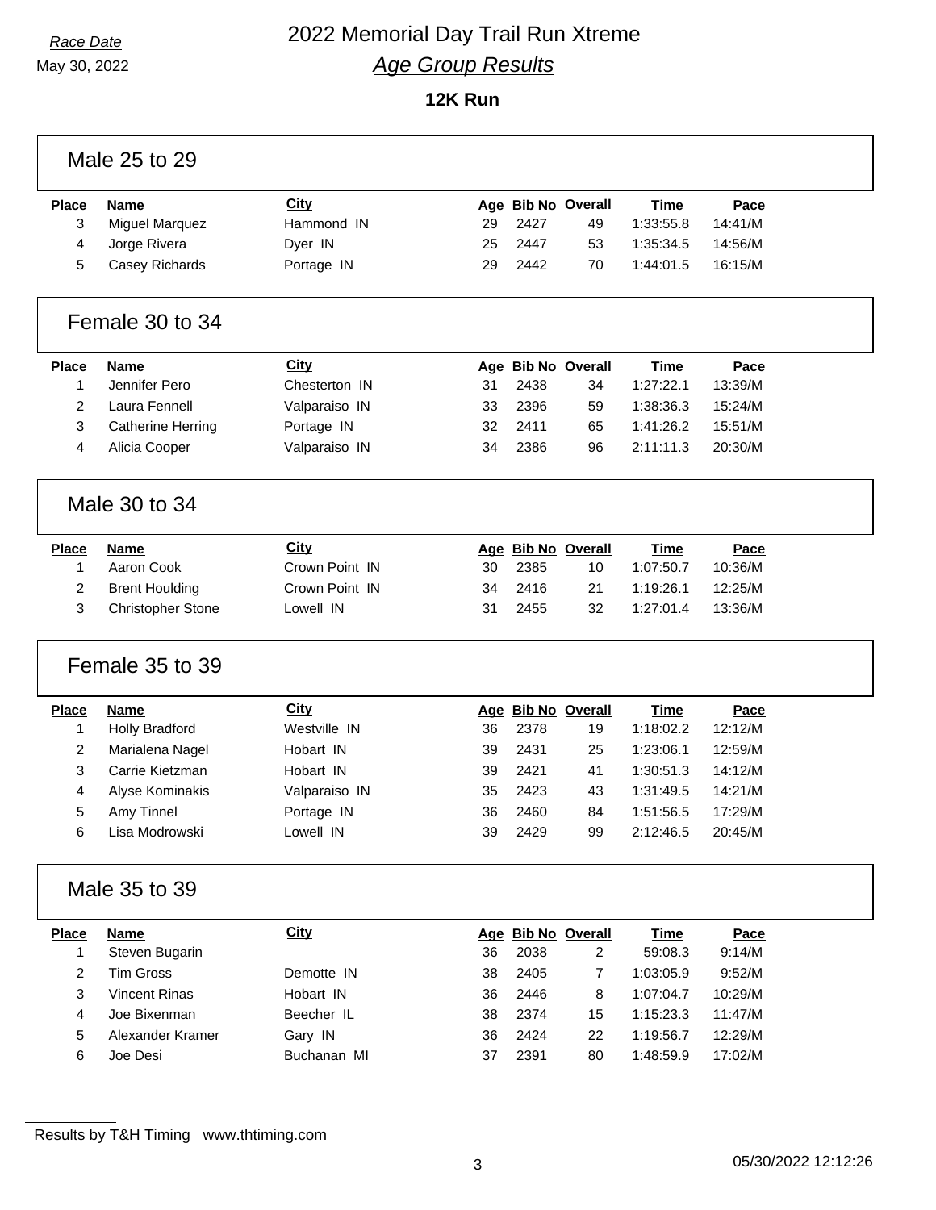*Race Date*

May 30, 2022

# 2022 Memorial Day Trail Run Xtreme

## *Age Group Results*

### 12K Run

## Male 25 to 29

| Place | Name | City | Age | Bib No | Overall | Time | Pace |
|---|---|---|---|---|---|---|---|
| 3 | Miguel Marquez | Hammond IN | 29 | 2427 | 49 | 1:33:55.8 | 14:41/M |
| 4 | Jorge Rivera | Dyer IN | 25 | 2447 | 53 | 1:35:34.5 | 14:56/M |
| 5 | Casey Richards | Portage IN | 29 | 2442 | 70 | 1:44:01.5 | 16:15/M |

## Female 30 to 34

| Place | Name | City | Age | Bib No | Overall | Time | Pace |
|---|---|---|---|---|---|---|---|
| 1 | Jennifer Pero | Chesterton IN | 31 | 2438 | 34 | 1:27:22.1 | 13:39/M |
| 2 | Laura Fennell | Valparaiso IN | 33 | 2396 | 59 | 1:38:36.3 | 15:24/M |
| 3 | Catherine Herring | Portage IN | 32 | 2411 | 65 | 1:41:26.2 | 15:51/M |
| 4 | Alicia Cooper | Valparaiso IN | 34 | 2386 | 96 | 2:11:11.3 | 20:30/M |

## Male 30 to 34

| Place | Name | City | Age | Bib No | Overall | Time | Pace |
|---|---|---|---|---|---|---|---|
| 1 | Aaron Cook | Crown Point IN | 30 | 2385 | 10 | 1:07:50.7 | 10:36/M |
| 2 | Brent Houlding | Crown Point IN | 34 | 2416 | 21 | 1:19:26.1 | 12:25/M |
| 3 | Christopher Stone | Lowell IN | 31 | 2455 | 32 | 1:27:01.4 | 13:36/M |

## Female 35 to 39

| Place | Name | City | Age | Bib No | Overall | Time | Pace |
|---|---|---|---|---|---|---|---|
| 1 | Holly Bradford | Westville IN | 36 | 2378 | 19 | 1:18:02.2 | 12:12/M |
| 2 | Marialena Nagel | Hobart IN | 39 | 2431 | 25 | 1:23:06.1 | 12:59/M |
| 3 | Carrie Kietzman | Hobart IN | 39 | 2421 | 41 | 1:30:51.3 | 14:12/M |
| 4 | Alyse Kominakis | Valparaiso IN | 35 | 2423 | 43 | 1:31:49.5 | 14:21/M |
| 5 | Amy Tinnel | Portage IN | 36 | 2460 | 84 | 1:51:56.5 | 17:29/M |
| 6 | Lisa Modrowski | Lowell IN | 39 | 2429 | 99 | 2:12:46.5 | 20:45/M |

## Male 35 to 39

| Place | Name | City | Age | Bib No | Overall | Time | Pace |
|---|---|---|---|---|---|---|---|
| 1 | Steven Bugarin | | 36 | 2038 | 2 | 59:08.3 | 9:14/M |
| 2 | Tim Gross | Demotte IN | 38 | 2405 | 7 | 1:03:05.9 | 9:52/M |
| 3 | Vincent Rinas | Hobart IN | 36 | 2446 | 8 | 1:07:04.7 | 10:29/M |
| 4 | Joe Bixenman | Beecher IL | 38 | 2374 | 15 | 1:15:23.3 | 11:47/M |
| 5 | Alexander Kramer | Gary IN | 36 | 2424 | 22 | 1:19:56.7 | 12:29/M |
| 6 | Joe Desi | Buchanan MI | 37 | 2391 | 80 | 1:48:59.9 | 17:02/M |

Results by T&H Timing www.thtiming.com

05/30/2022 12:12:26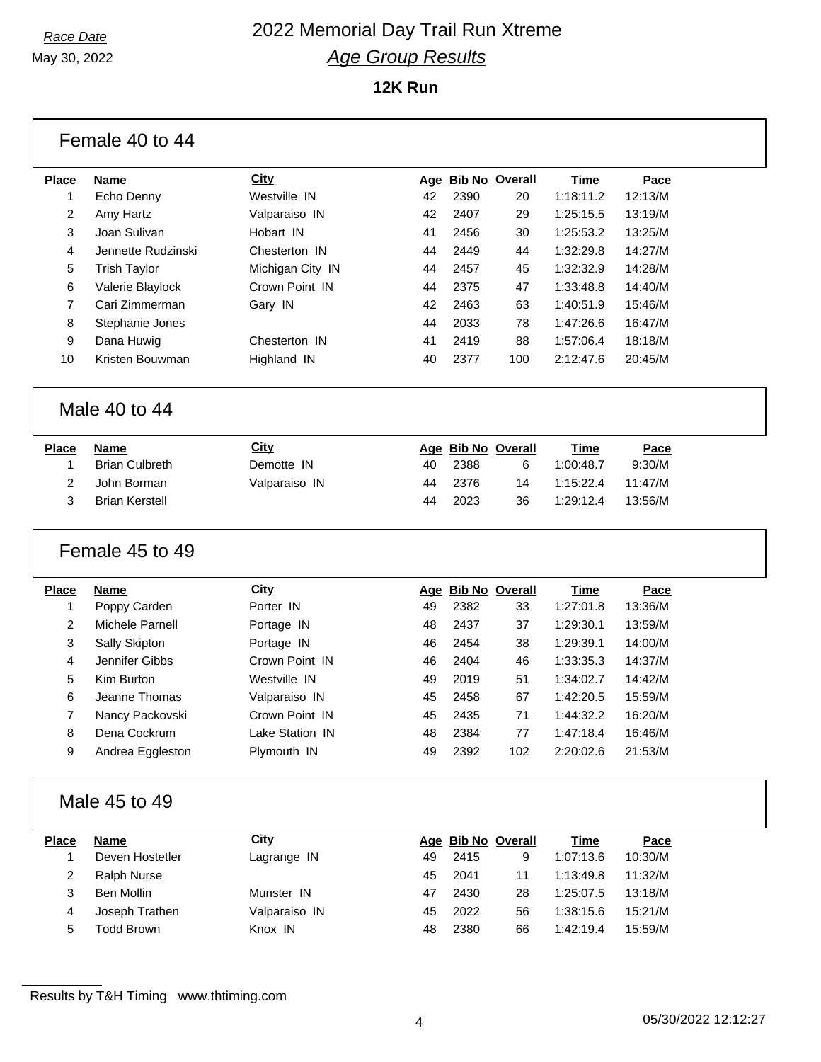Race Date

May 30, 2022

# 2022 Memorial Day Trail Run Xtreme

## *Age Group Results*

**12K Run**

### Female 40 to 44

| Place | Name | City | Age | Bib No | Overall | Time | Pace |
|---|---|---|---|---|---|---|---|
| 1 | Echo Denny | Westville IN | 42 | 2390 | 20 | 1:18:11.2 | 12:13/M |
| 2 | Amy Hartz | Valparaiso IN | 42 | 2407 | 29 | 1:25:15.5 | 13:19/M |
| 3 | Joan Sulivan | Hobart IN | 41 | 2456 | 30 | 1:25:53.2 | 13:25/M |
| 4 | Jennette Rudzinski | Chesterton IN | 44 | 2449 | 44 | 1:32:29.8 | 14:27/M |
| 5 | Trish Taylor | Michigan City IN | 44 | 2457 | 45 | 1:32:32.9 | 14:28/M |
| 6 | Valerie Blaylock | Crown Point IN | 44 | 2375 | 47 | 1:33:48.8 | 14:40/M |
| 7 | Cari Zimmerman | Gary IN | 42 | 2463 | 63 | 1:40:51.9 | 15:46/M |
| 8 | Stephanie Jones | | 44 | 2033 | 78 | 1:47:26.6 | 16:47/M |
| 9 | Dana Huwig | Chesterton IN | 41 | 2419 | 88 | 1:57:06.4 | 18:18/M |
| 10 | Kristen Bouwman | Highland IN | 40 | 2377 | 100 | 2:12:47.6 | 20:45/M |

### Male 40 to 44

| Place | Name | City | Age | Bib No | Overall | Time | Pace |
|---|---|---|---|---|---|---|---|
| 1 | Brian Culbreth | Demotte IN | 40 | 2388 | 6 | 1:00:48.7 | 9:30/M |
| 2 | John Borman | Valparaiso IN | 44 | 2376 | 14 | 1:15:22.4 | 11:47/M |
| 3 | Brian Kerstell | | 44 | 2023 | 36 | 1:29:12.4 | 13:56/M |

### Female 45 to 49

| Place | Name | City | Age | Bib No | Overall | Time | Pace |
|---|---|---|---|---|---|---|---|
| 1 | Poppy Carden | Porter IN | 49 | 2382 | 33 | 1:27:01.8 | 13:36/M |
| 2 | Michele Parnell | Portage IN | 48 | 2437 | 37 | 1:29:30.1 | 13:59/M |
| 3 | Sally Skipton | Portage IN | 46 | 2454 | 38 | 1:29:39.1 | 14:00/M |
| 4 | Jennifer Gibbs | Crown Point IN | 46 | 2404 | 46 | 1:33:35.3 | 14:37/M |
| 5 | Kim Burton | Westville IN | 49 | 2019 | 51 | 1:34:02.7 | 14:42/M |
| 6 | Jeanne Thomas | Valparaiso IN | 45 | 2458 | 67 | 1:42:20.5 | 15:59/M |
| 7 | Nancy Packovski | Crown Point IN | 45 | 2435 | 71 | 1:44:32.2 | 16:20/M |
| 8 | Dena Cockrum | Lake Station IN | 48 | 2384 | 77 | 1:47:18.4 | 16:46/M |
| 9 | Andrea Eggleston | Plymouth IN | 49 | 2392 | 102 | 2:20:02.6 | 21:53/M |

### Male 45 to 49

| Place | Name | City | Age | Bib No | Overall | Time | Pace |
|---|---|---|---|---|---|---|---|
| 1 | Deven Hostetler | Lagrange IN | 49 | 2415 | 9 | 1:07:13.6 | 10:30/M |
| 2 | Ralph Nurse | | 45 | 2041 | 11 | 1:13:49.8 | 11:32/M |
| 3 | Ben Mollin | Munster IN | 47 | 2430 | 28 | 1:25:07.5 | 13:18/M |
| 4 | Joseph Trathen | Valparaiso IN | 45 | 2022 | 56 | 1:38:15.6 | 15:21/M |
| 5 | Todd Brown | Knox IN | 48 | 2380 | 66 | 1:42:19.4 | 15:59/M |

Results by T&H Timing www.thtiming.com

05/30/2022 12:12:27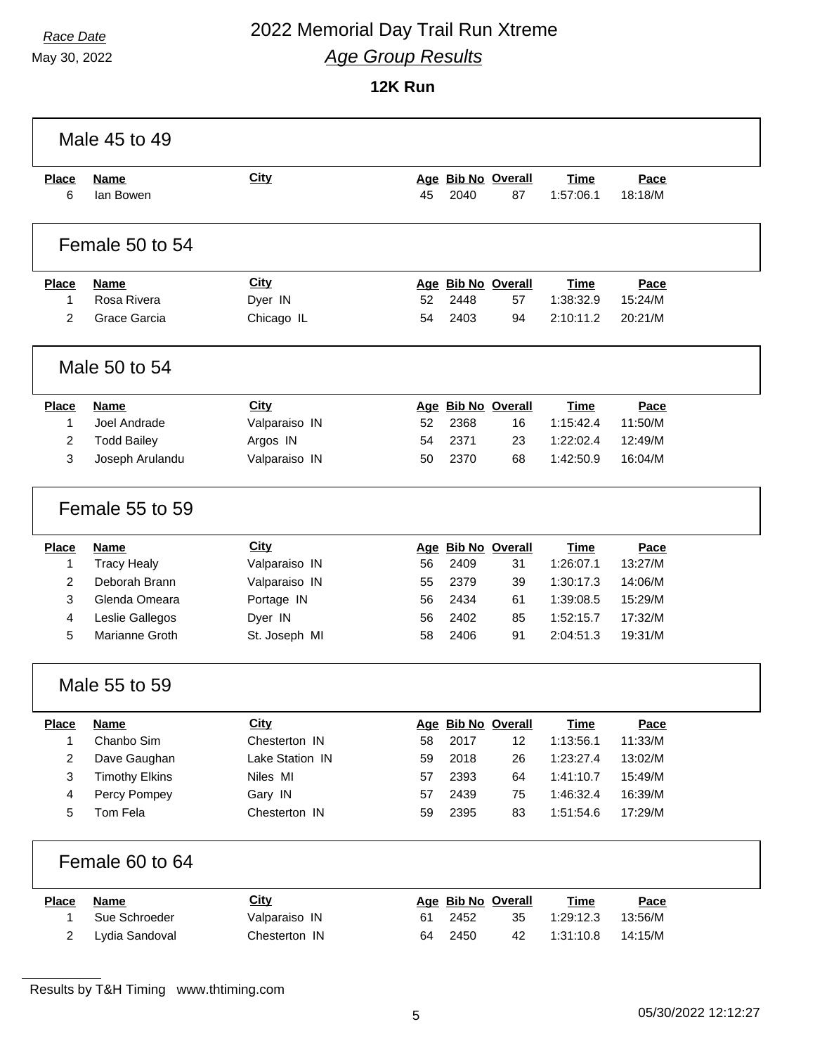# 2022 Memorial Day Trail Run Xtreme

*Race Date*
May 30, 2022

*Age Group Results*

**12K Run**

## Male 45 to 49

| Place | Name | City | Age | Bib No | Overall | Time | Pace |
|---|---|---|---|---|---|---|---|
| 6 | Ian Bowen | | 45 | 2040 | 87 | 1:57:06.1 | 18:18/M |

## Female 50 to 54

| Place | Name | City | Age | Bib No | Overall | Time | Pace |
|---|---|---|---|---|---|---|---|
| 1 | Rosa Rivera | Dyer IN | 52 | 2448 | 57 | 1:38:32.9 | 15:24/M |
| 2 | Grace Garcia | Chicago IL | 54 | 2403 | 94 | 2:10:11.2 | 20:21/M |

## Male 50 to 54

| Place | Name | City | Age | Bib No | Overall | Time | Pace |
|---|---|---|---|---|---|---|---|
| 1 | Joel Andrade | Valparaiso IN | 52 | 2368 | 16 | 1:15:42.4 | 11:50/M |
| 2 | Todd Bailey | Argos IN | 54 | 2371 | 23 | 1:22:02.4 | 12:49/M |
| 3 | Joseph Arulandu | Valparaiso IN | 50 | 2370 | 68 | 1:42:50.9 | 16:04/M |

## Female 55 to 59

| Place | Name | City | Age | Bib No | Overall | Time | Pace |
|---|---|---|---|---|---|---|---|
| 1 | Tracy Healy | Valparaiso IN | 56 | 2409 | 31 | 1:26:07.1 | 13:27/M |
| 2 | Deborah Brann | Valparaiso IN | 55 | 2379 | 39 | 1:30:17.3 | 14:06/M |
| 3 | Glenda Omeara | Portage IN | 56 | 2434 | 61 | 1:39:08.5 | 15:29/M |
| 4 | Leslie Gallegos | Dyer IN | 56 | 2402 | 85 | 1:52:15.7 | 17:32/M |
| 5 | Marianne Groth | St. Joseph MI | 58 | 2406 | 91 | 2:04:51.3 | 19:31/M |

## Male 55 to 59

| Place | Name | City | Age | Bib No | Overall | Time | Pace |
|---|---|---|---|---|---|---|---|
| 1 | Chanbo Sim | Chesterton IN | 58 | 2017 | 12 | 1:13:56.1 | 11:33/M |
| 2 | Dave Gaughan | Lake Station IN | 59 | 2018 | 26 | 1:23:27.4 | 13:02/M |
| 3 | Timothy Elkins | Niles MI | 57 | 2393 | 64 | 1:41:10.7 | 15:49/M |
| 4 | Percy Pompey | Gary IN | 57 | 2439 | 75 | 1:46:32.4 | 16:39/M |
| 5 | Tom Fela | Chesterton IN | 59 | 2395 | 83 | 1:51:54.6 | 17:29/M |

## Female 60 to 64

| Place | Name | City | Age | Bib No | Overall | Time | Pace |
|---|---|---|---|---|---|---|---|
| 1 | Sue Schroeder | Valparaiso IN | 61 | 2452 | 35 | 1:29:12.3 | 13:56/M |
| 2 | Lydia Sandoval | Chesterton IN | 64 | 2450 | 42 | 1:31:10.8 | 14:15/M |

Results by T&H Timing www.thtiming.com

05/30/2022 12:12:27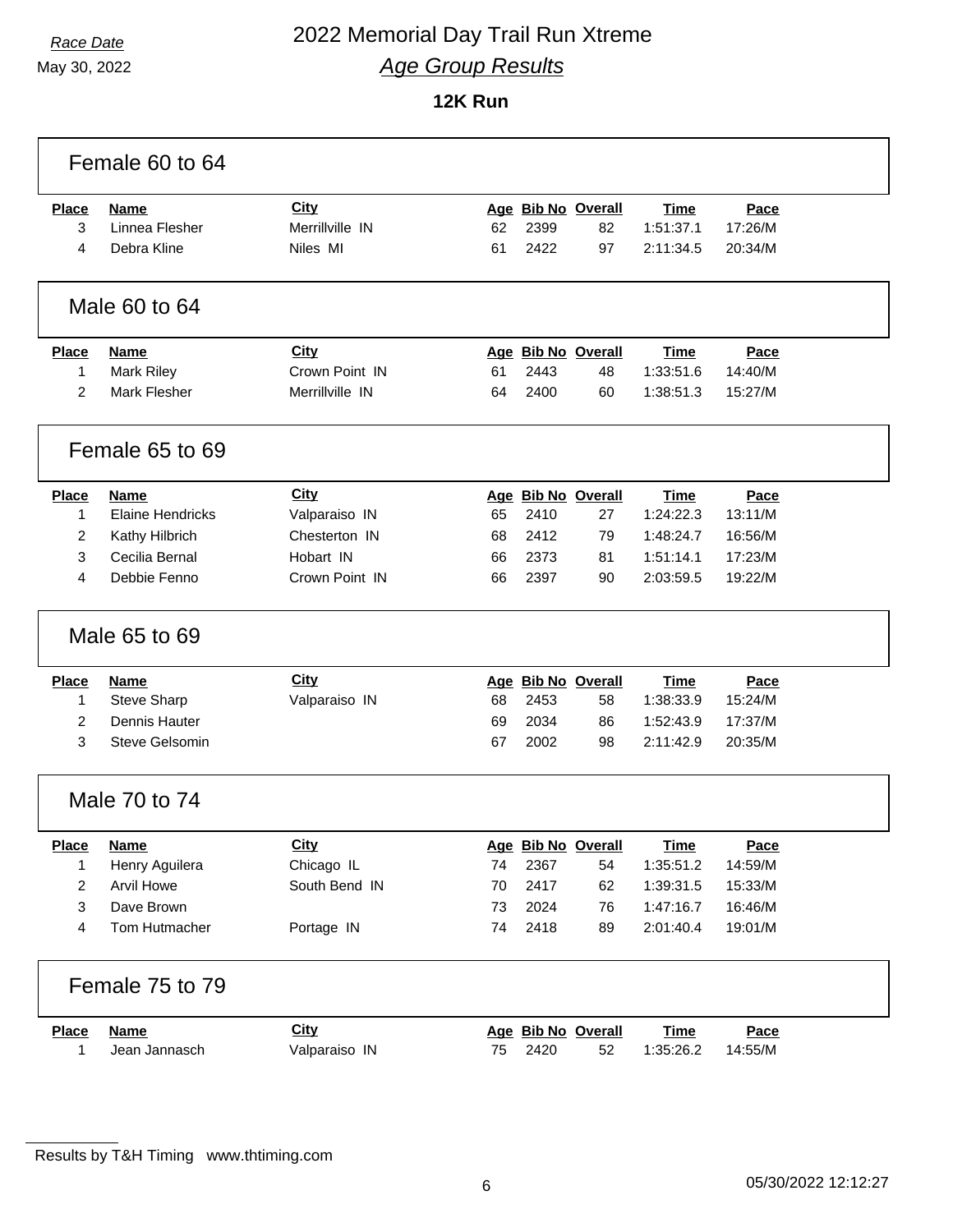# 2022 Memorial Day Trail Run Xtreme

*Race Date*
May 30, 2022

## *Age Group Results*

### 12K Run

#### Female 60 to 64

| Place | Name | City | Age | Bib No | Overall | Time | Pace |
|---|---|---|---|---|---|---|---|
| 3 | Linnea Flesher | Merrillville IN | 62 | 2399 | 82 | 1:51:37.1 | 17:26/M |
| 4 | Debra Kline | Niles MI | 61 | 2422 | 97 | 2:11:34.5 | 20:34/M |

#### Male 60 to 64

| Place | Name | City | Age | Bib No | Overall | Time | Pace |
|---|---|---|---|---|---|---|---|
| 1 | Mark Riley | Crown Point IN | 61 | 2443 | 48 | 1:33:51.6 | 14:40/M |
| 2 | Mark Flesher | Merrillville IN | 64 | 2400 | 60 | 1:38:51.3 | 15:27/M |

#### Female 65 to 69

| Place | Name | City | Age | Bib No | Overall | Time | Pace |
|---|---|---|---|---|---|---|---|
| 1 | Elaine Hendricks | Valparaiso IN | 65 | 2410 | 27 | 1:24:22.3 | 13:11/M |
| 2 | Kathy Hilbrich | Chesterton IN | 68 | 2412 | 79 | 1:48:24.7 | 16:56/M |
| 3 | Cecilia Bernal | Hobart IN | 66 | 2373 | 81 | 1:51:14.1 | 17:23/M |
| 4 | Debbie Fenno | Crown Point IN | 66 | 2397 | 90 | 2:03:59.5 | 19:22/M |

#### Male 65 to 69

| Place | Name | City | Age | Bib No | Overall | Time | Pace |
|---|---|---|---|---|---|---|---|
| 1 | Steve Sharp | Valparaiso IN | 68 | 2453 | 58 | 1:38:33.9 | 15:24/M |
| 2 | Dennis Hauter | | 69 | 2034 | 86 | 1:52:43.9 | 17:37/M |
| 3 | Steve Gelsomin | | 67 | 2002 | 98 | 2:11:42.9 | 20:35/M |

#### Male 70 to 74

| Place | Name | City | Age | Bib No | Overall | Time | Pace |
|---|---|---|---|---|---|---|---|
| 1 | Henry Aguilera | Chicago IL | 74 | 2367 | 54 | 1:35:51.2 | 14:59/M |
| 2 | Arvil Howe | South Bend IN | 70 | 2417 | 62 | 1:39:31.5 | 15:33/M |
| 3 | Dave Brown | | 73 | 2024 | 76 | 1:47:16.7 | 16:46/M |
| 4 | Tom Hutmacher | Portage IN | 74 | 2418 | 89 | 2:01:40.4 | 19:01/M |

#### Female 75 to 79

| Place | Name | City | Age | Bib No | Overall | Time | Pace |
|---|---|---|---|---|---|---|---|
| 1 | Jean Jannasch | Valparaiso IN | 75 | 2420 | 52 | 1:35:26.2 | 14:55/M |

Results by T&H Timing www.thtiming.com

05/30/2022 12:12:27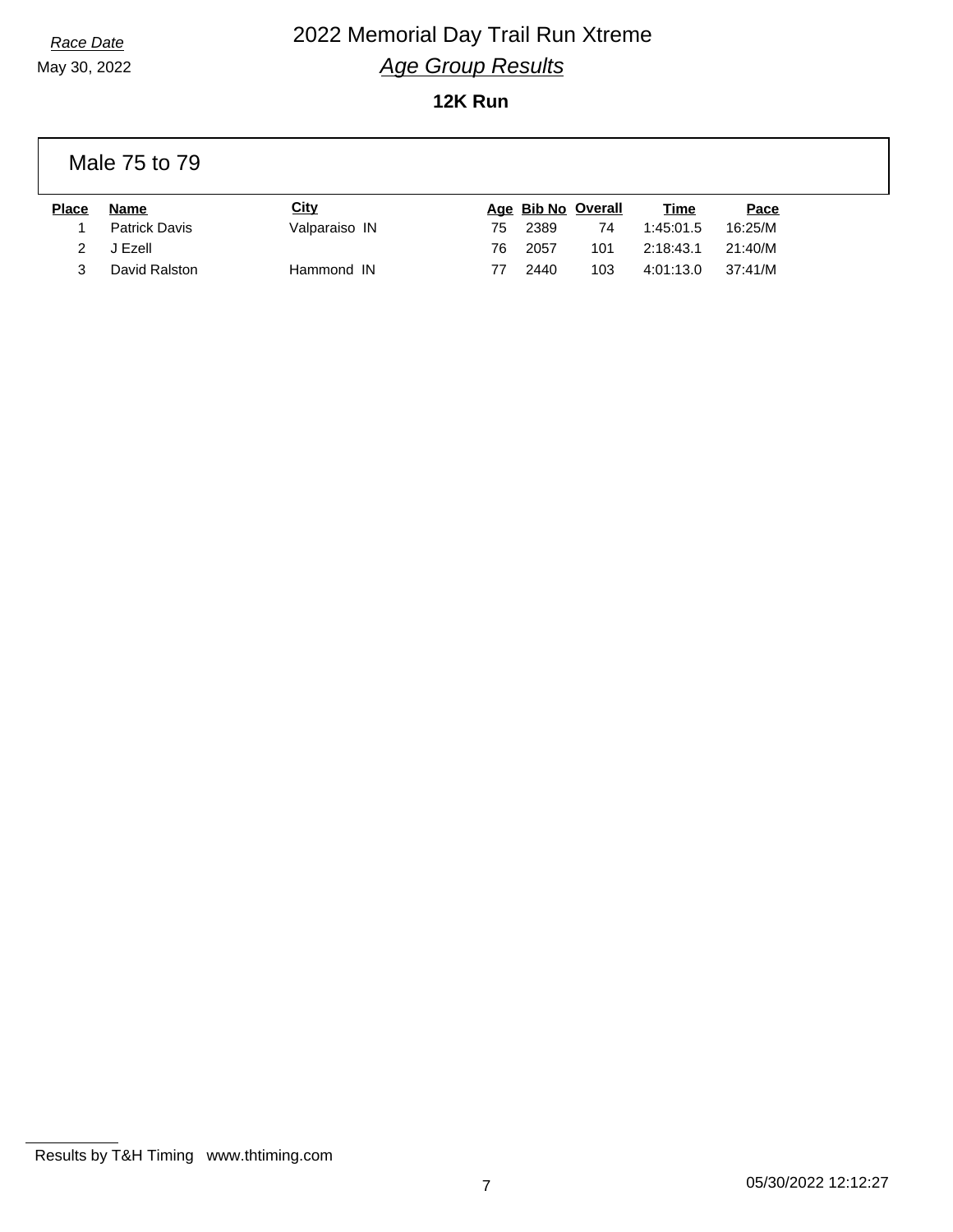*Race Date*

May 30, 2022

# 2022 Memorial Day Trail Run Xtreme

## *Age Group Results*

### 12K Run

#### Male 75 to 79

| Place | Name | City | Age | Bib No | Overall | Time | Pace |
|---|---|---|---|---|---|---|---|
| 1 | Patrick Davis | Valparaiso IN | 75 | 2389 | 74 | 1:45:01.5 | 16:25/M |
| 2 | J Ezell | | 76 | 2057 | 101 | 2:18:43.1 | 21:40/M |
| 3 | David Ralston | Hammond IN | 77 | 2440 | 103 | 4:01:13.0 | 37:41/M |

Results by T&H Timing www.thtiming.com

05/30/2022 12:12:27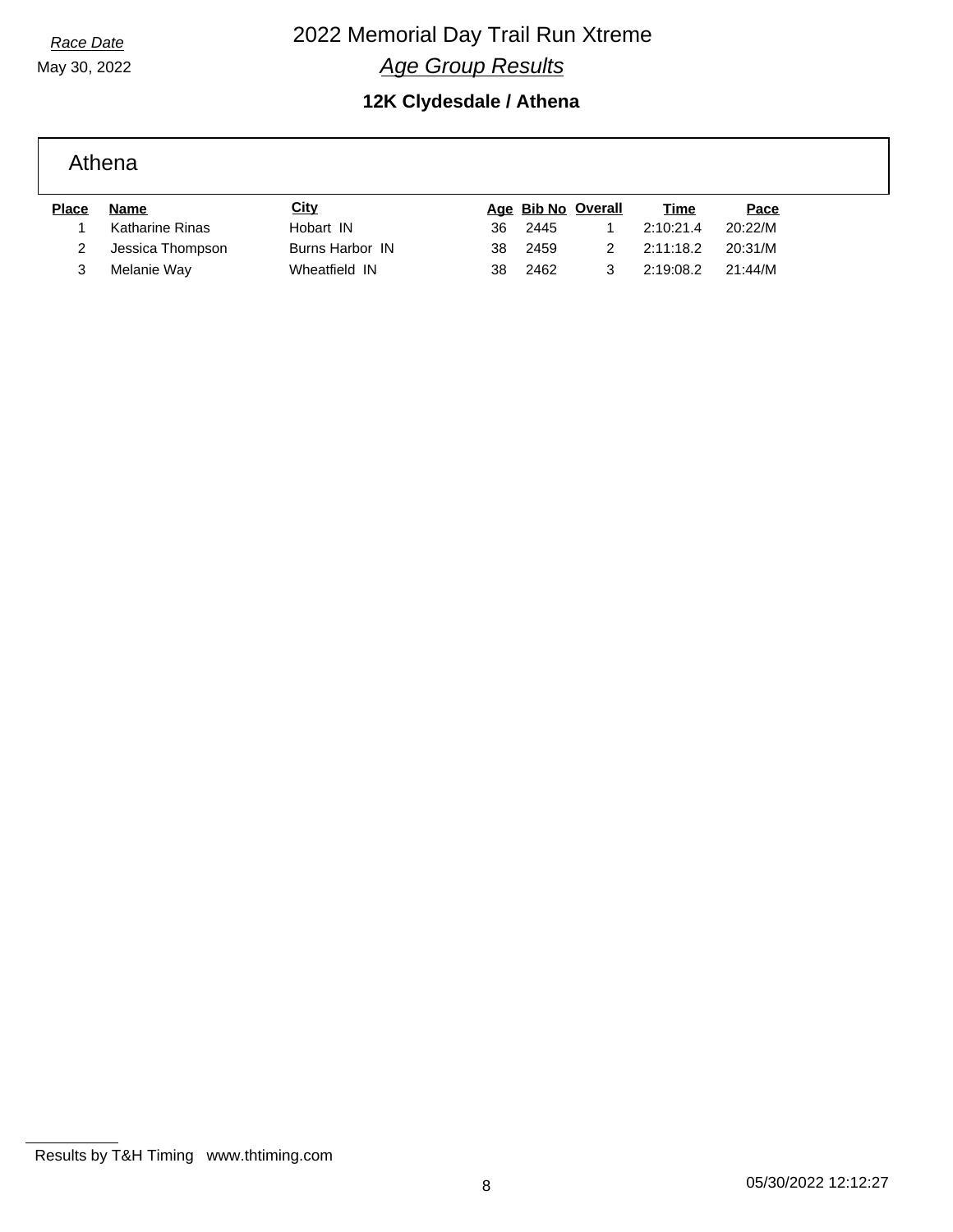*Race Date*

May 30, 2022

# 2022 Memorial Day Trail Run Xtreme

## *Age Group Results*

### 12K Clydesdale / Athena

Athena

| Place | Name | City | Age | Bib No | Overall | Time | Pace |
|---|---|---|---|---|---|---|---|
| 1 | Katharine Rinas | Hobart IN | 36 | 2445 | 1 | 2:10:21.4 | 20:22/M |
| 2 | Jessica Thompson | Burns Harbor IN | 38 | 2459 | 2 | 2:11:18.2 | 20:31/M |
| 3 | Melanie Way | Wheatfield IN | 38 | 2462 | 3 | 2:19:08.2 | 21:44/M |

Results by T&H Timing www.thtiming.com

05/30/2022 12:12:27